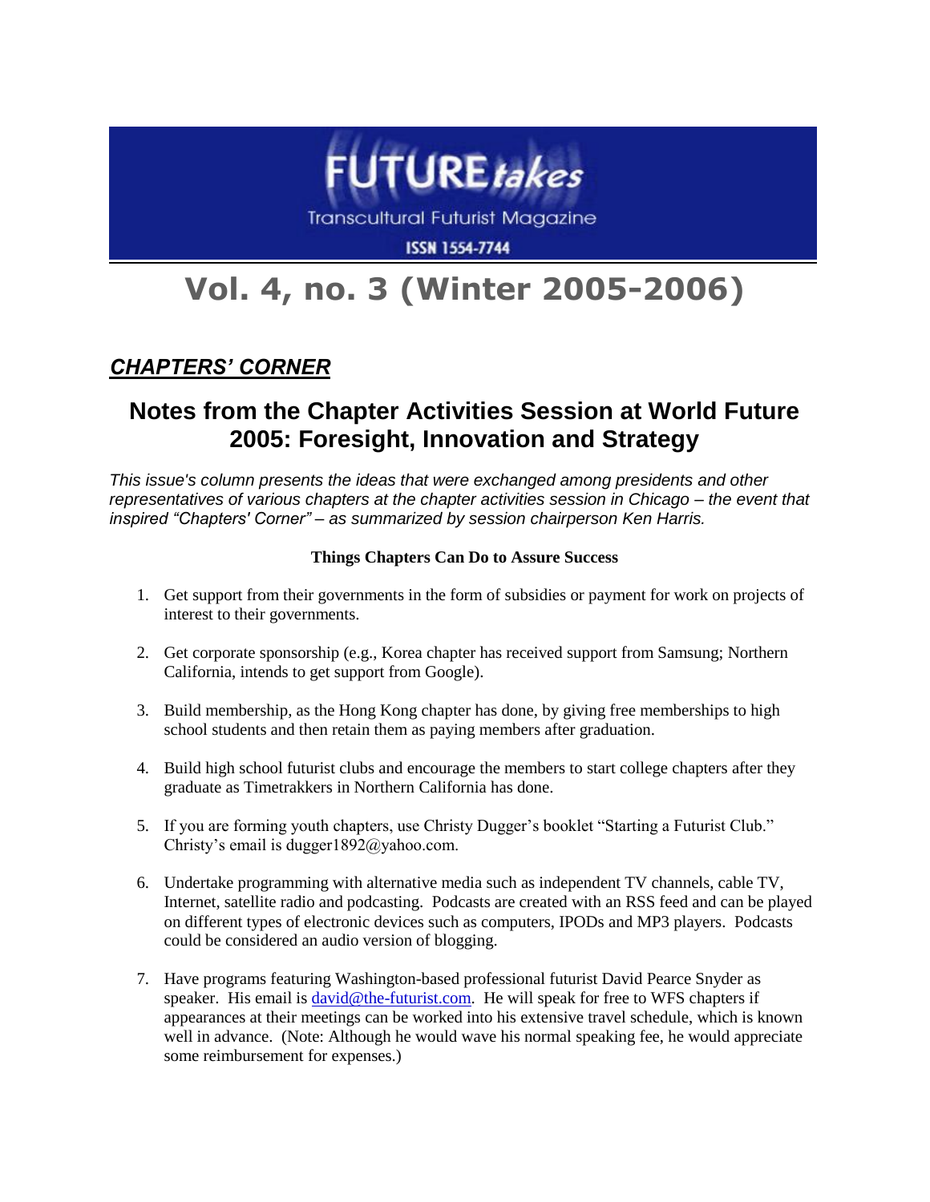# FUTURE*takes*

Transcultural Futurist Magazine

ISSN 1554-7744

# Vol. 4, no. 3 (Winter 2005-2006)

## ***CHAPTERS' CORNER***

## Notes from the Chapter Activities Session at World Future 2005: Foresight, Innovation and Strategy

*This issue's column presents the ideas that were exchanged among presidents and other representatives of various chapters at the chapter activities session in Chicago – the event that inspired "Chapters' Corner" – as summarized by session chairperson Ken Harris.*

**Things Chapters Can Do to Assure Success**

1. Get support from their governments in the form of subsidies or payment for work on projects of interest to their governments.

2. Get corporate sponsorship (e.g., Korea chapter has received support from Samsung; Northern California, intends to get support from Google).

3. Build membership, as the Hong Kong chapter has done, by giving free memberships to high school students and then retain them as paying members after graduation.

4. Build high school futurist clubs and encourage the members to start college chapters after they graduate as Timetrakkers in Northern California has done.

5. If you are forming youth chapters, use Christy Dugger's booklet "Starting a Futurist Club." Christy's email is dugger1892@yahoo.com.

6. Undertake programming with alternative media such as independent TV channels, cable TV, Internet, satellite radio and podcasting. Podcasts are created with an RSS feed and can be played on different types of electronic devices such as computers, IPODs and MP3 players. Podcasts could be considered an audio version of blogging.

7. Have programs featuring Washington-based professional futurist David Pearce Snyder as speaker. His email is david@the-futurist.com. He will speak for free to WFS chapters if appearances at their meetings can be worked into his extensive travel schedule, which is known well in advance. (Note: Although he would wave his normal speaking fee, he would appreciate some reimbursement for expenses.)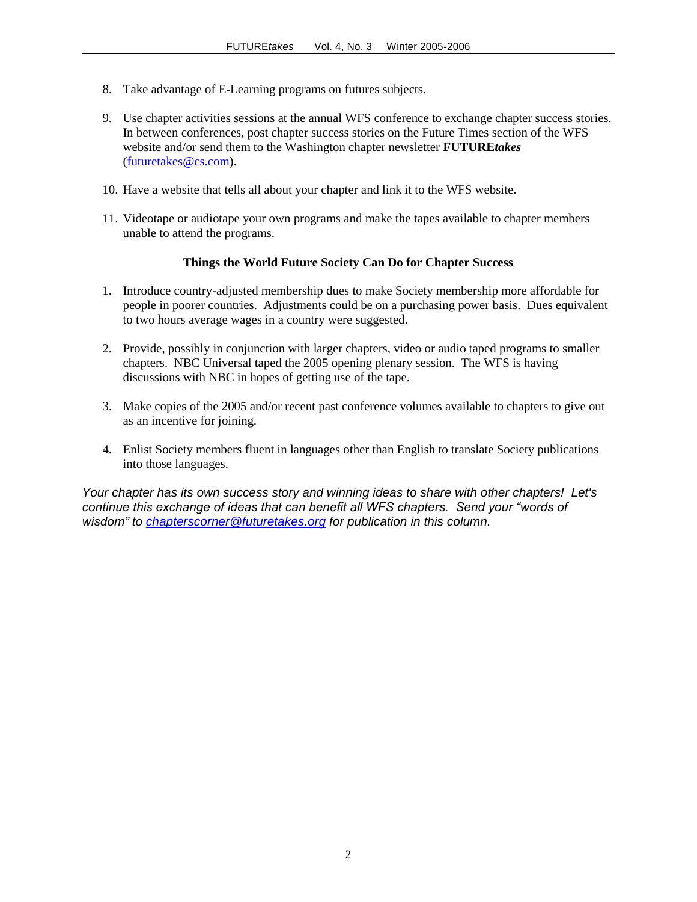8. Take advantage of E-Learning programs on futures subjects.

9. Use chapter activities sessions at the annual WFS conference to exchange chapter success stories. In between conferences, post chapter success stories on the Future Times section of the WFS website and/or send them to the Washington chapter newsletter **FUTURE*takes*** (futuretakes@cs.com).

10. Have a website that tells all about your chapter and link it to the WFS website.

11. Videotape or audiotape your own programs and make the tapes available to chapter members unable to attend the programs.

**Things the World Future Society Can Do for Chapter Success**

1. Introduce country-adjusted membership dues to make Society membership more affordable for people in poorer countries. Adjustments could be on a purchasing power basis. Dues equivalent to two hours average wages in a country were suggested.

2. Provide, possibly in conjunction with larger chapters, video or audio taped programs to smaller chapters. NBC Universal taped the 2005 opening plenary session. The WFS is having discussions with NBC in hopes of getting use of the tape.

3. Make copies of the 2005 and/or recent past conference volumes available to chapters to give out as an incentive for joining.

4. Enlist Society members fluent in languages other than English to translate Society publications into those languages.

*Your chapter has its own success story and winning ideas to share with other chapters! Let's continue this exchange of ideas that can benefit all WFS chapters. Send your "words of wisdom" to chapterscorner@futuretakes.org for publication in this column.*